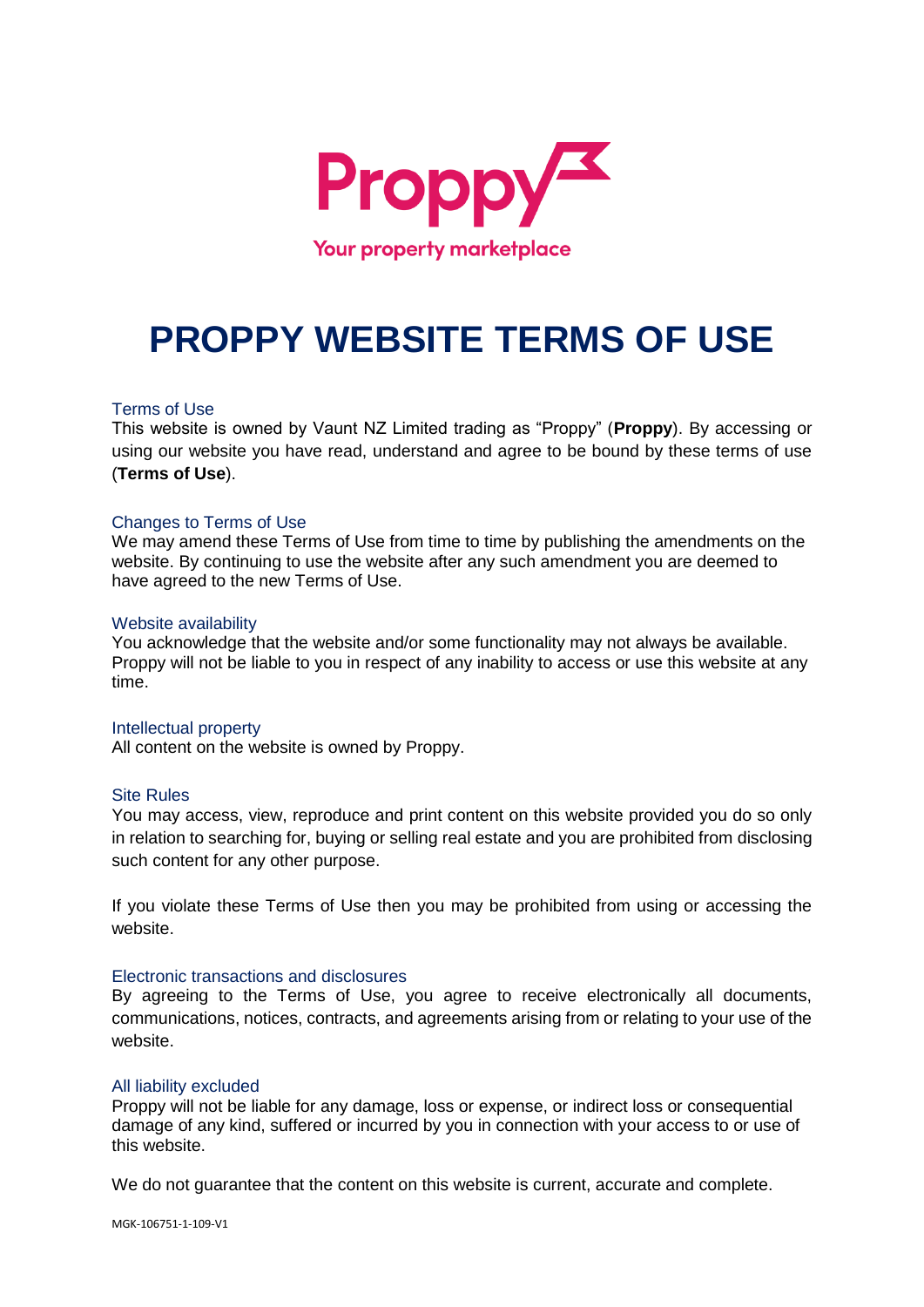Proppy

Your property marketplace

# PROPPY WEBSITE TERMS OF USE

## Terms of Use

This website is owned by Vaunt NZ Limited trading as "Proppy" (**Proppy**). By accessing or using our website you have read, understand and agree to be bound by these terms of use (**Terms of Use**).

## Changes to Terms of Use

We may amend these Terms of Use from time to time by publishing the amendments on the website. By continuing to use the website after any such amendment you are deemed to have agreed to the new Terms of Use.

## Website availability

You acknowledge that the website and/or some functionality may not always be available. Proppy will not be liable to you in respect of any inability to access or use this website at any time.

## Intellectual property

All content on the website is owned by Proppy.

## Site Rules

You may access, view, reproduce and print content on this website provided you do so only in relation to searching for, buying or selling real estate and you are prohibited from disclosing such content for any other purpose.

If you violate these Terms of Use then you may be prohibited from using or accessing the website.

## Electronic transactions and disclosures

By agreeing to the Terms of Use, you agree to receive electronically all documents, communications, notices, contracts, and agreements arising from or relating to your use of the website.

## All liability excluded

Proppy will not be liable for any damage, loss or expense, or indirect loss or consequential damage of any kind, suffered or incurred by you in connection with your access to or use of this website.

We do not guarantee that the content on this website is current, accurate and complete.

MGK-106751-1-109-V1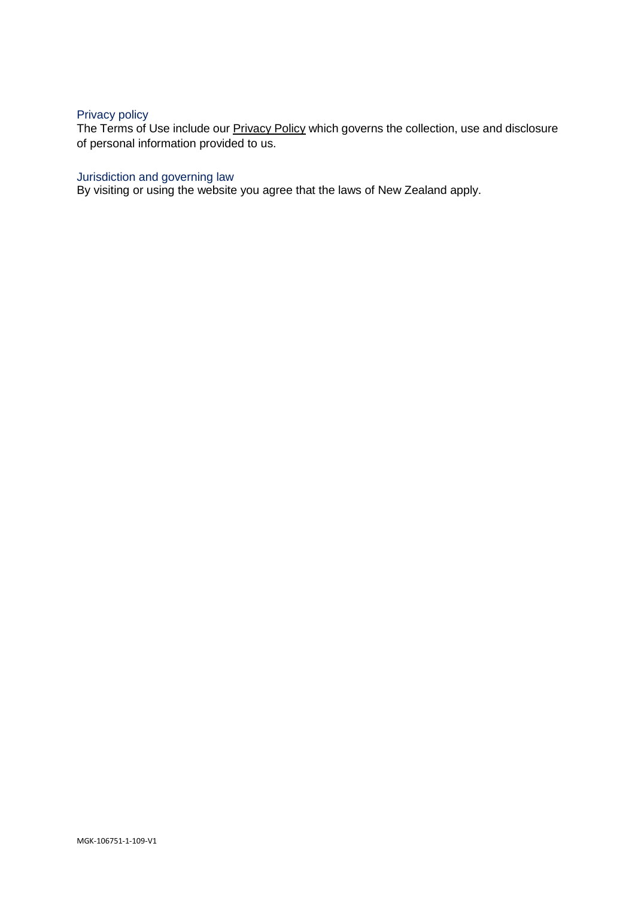## Privacy policy

The Terms of Use include our Privacy Policy which governs the collection, use and disclosure of personal information provided to us.

## Jurisdiction and governing law

By visiting or using the website you agree that the laws of New Zealand apply.

MGK-106751-1-109-V1